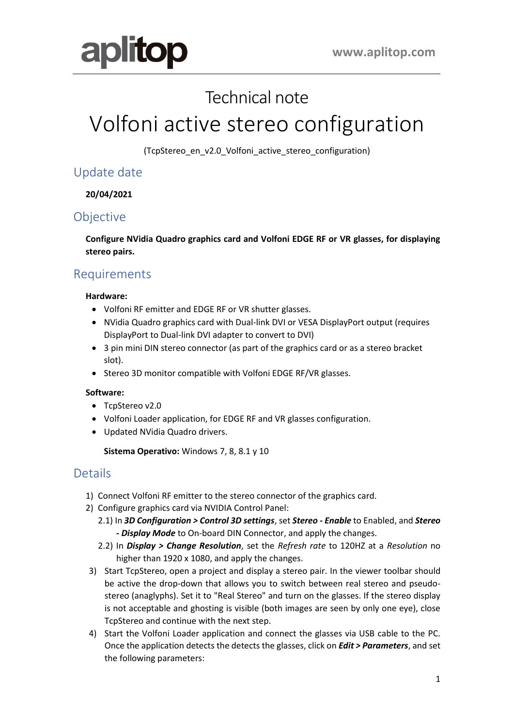# Technical note

# Volfoni active stereo configuration

(TcpStereo_en_v2.0_Volfoni_active_stereo_configuration)

## Update date

**20/04/2021**

## Objective

**Configure NVidia Quadro graphics card and Volfoni EDGE RF or VR glasses, for displaying stereo pairs.**

## Requirements

**Hardware:**

- Volfoni RF emitter and EDGE RF or VR shutter glasses.
- NVidia Quadro graphics card with Dual-link DVI or VESA DisplayPort output (requires DisplayPort to Dual-link DVI adapter to convert to DVI)
- 3 pin mini DIN stereo connector (as part of the graphics card or as a stereo bracket slot).
- Stereo 3D monitor compatible with Volfoni EDGE RF/VR glasses.

**Software:**

- TcpStereo v2.0
- Volfoni Loader application, for EDGE RF and VR glasses configuration.
- Updated NVidia Quadro drivers.

**Sistema Operativo:** Windows 7, 8, 8.1 y 10

## Details

1) Connect Volfoni RF emitter to the stereo connector of the graphics card.
2) Configure graphics card via NVIDIA Control Panel:
   2.1) In ***3D Configuration > Control 3D settings***, set ***Stereo - Enable*** to Enabled, and ***Stereo - Display Mode*** to On-board DIN Connector, and apply the changes.
   2.2) In ***Display > Change Resolution***, set the *Refresh rate* to 120HZ at a *Resolution* no higher than 1920 x 1080, and apply the changes.
3) Start TcpStereo, open a project and display a stereo pair. In the viewer toolbar should be active the drop-down that allows you to switch between real stereo and pseudo-stereo (anaglyphs). Set it to "Real Stereo" and turn on the glasses. If the stereo display is not acceptable and ghosting is visible (both images are seen by only one eye), close TcpStereo and continue with the next step.
4) Start the Volfoni Loader application and connect the glasses via USB cable to the PC. Once the application detects the detects the glasses, click on ***Edit > Parameters***, and set the following parameters: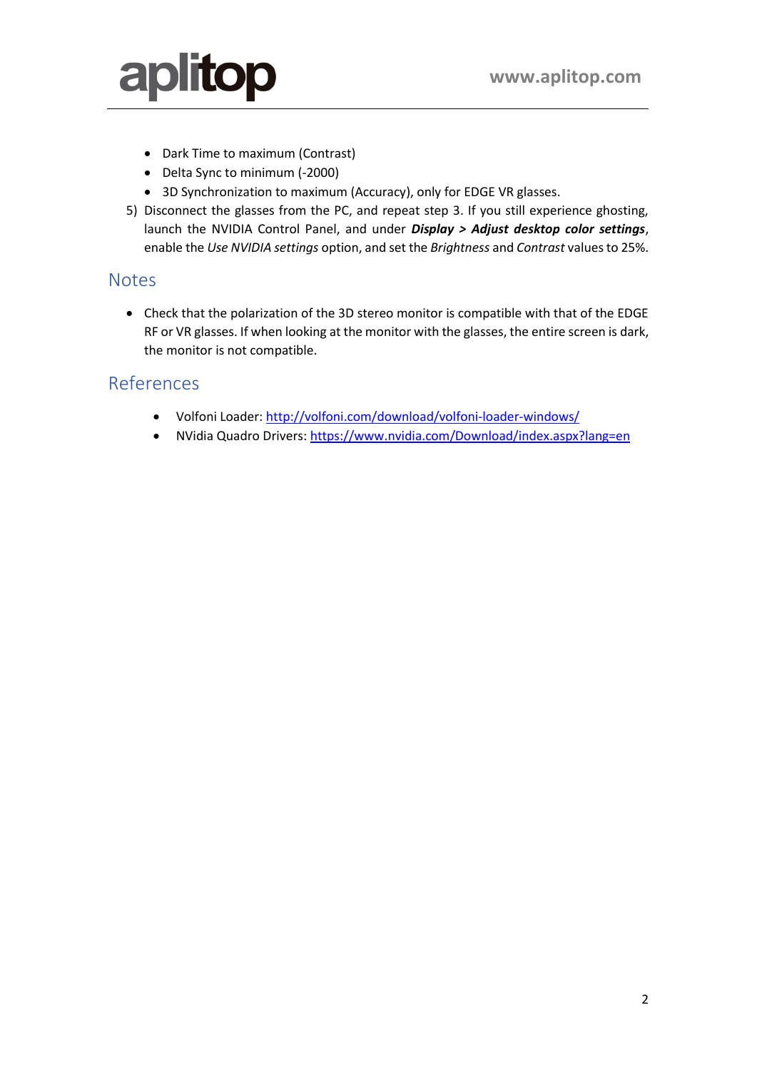- Dark Time to maximum (Contrast)
- Delta Sync to minimum (-2000)
- 3D Synchronization to maximum (Accuracy), only for EDGE VR glasses.

5) Disconnect the glasses from the PC, and repeat step 3. If you still experience ghosting, launch the NVIDIA Control Panel, and under ***Display > Adjust desktop color settings***, enable the *Use NVIDIA settings* option, and set the *Brightness* and *Contrast* values to 25%.

## Notes

- Check that the polarization of the 3D stereo monitor is compatible with that of the EDGE RF or VR glasses. If when looking at the monitor with the glasses, the entire screen is dark, the monitor is not compatible.

## References

- Volfoni Loader: http://volfoni.com/download/volfoni-loader-windows/
- NVidia Quadro Drivers: https://www.nvidia.com/Download/index.aspx?lang=en